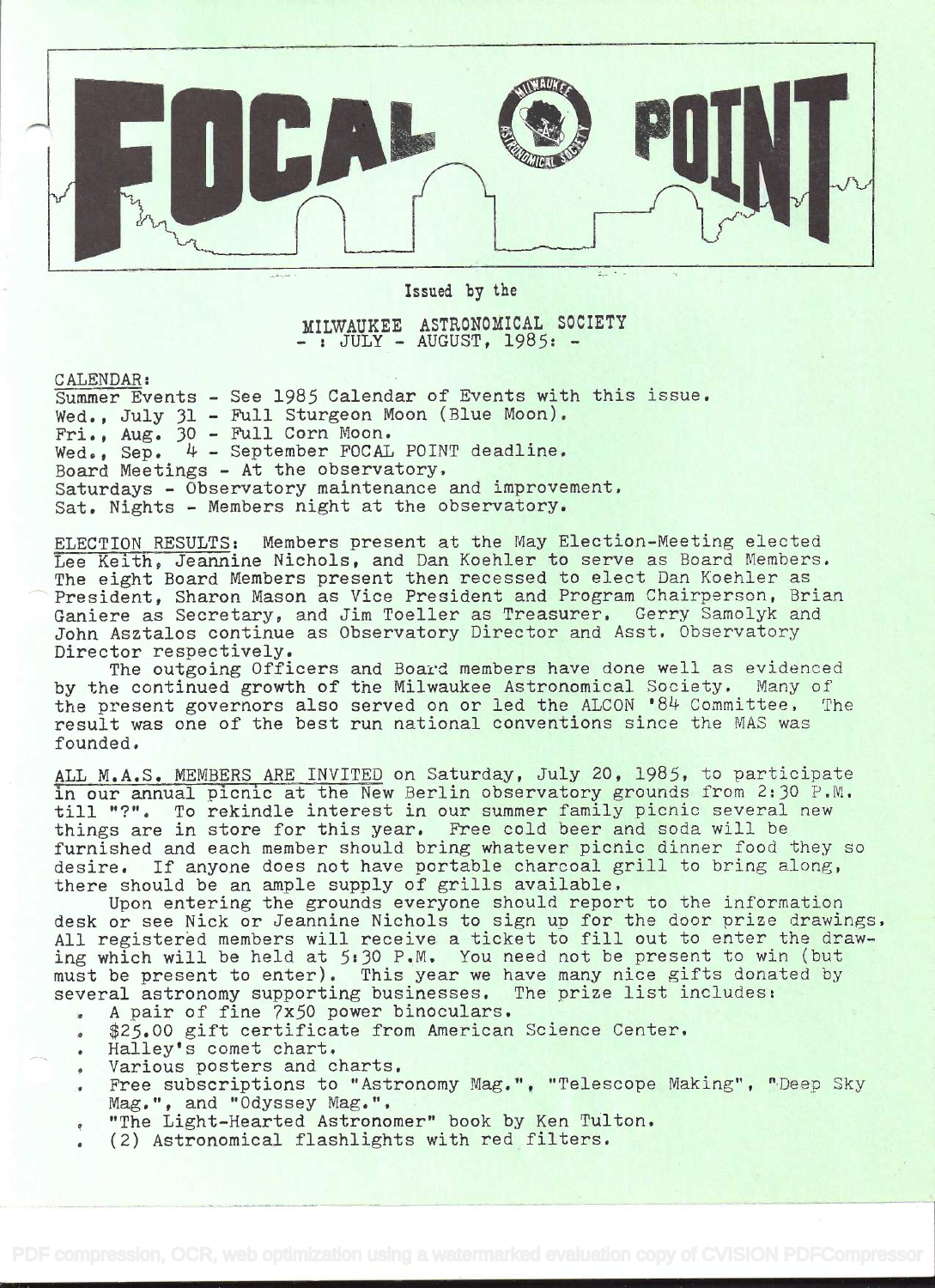# FOCAL POINT

Issued by the

MILWAUKEE ASTRONOMICAL SOCIETY
- : JULY - AUGUST, 1985: -

CALENDAR:
Summer Events - See 1985 Calendar of Events with this issue.
Wed., July 31 - Full Sturgeon Moon (Blue Moon).
Fri., Aug. 30 - Full Corn Moon.
Wed., Sep. 4 - September FOCAL POINT deadline.
Board Meetings - At the observatory.
Saturdays - Observatory maintenance and improvement.
Sat. Nights - Members night at the observatory.

ELECTION RESULTS: Members present at the May Election-Meeting elected Lee Keith, Jeannine Nichols, and Dan Koehler to serve as Board Members. The eight Board Members present then recessed to elect Dan Koehler as President, Sharon Mason as Vice President and Program Chairperson, Brian Ganiere as Secretary, and Jim Toeller as Treasurer. Gerry Samolyk and John Asztalos continue as Observatory Director and Asst. Observatory Director respectively.

The outgoing Officers and Board members have done well as evidenced by the continued growth of the Milwaukee Astronomical Society. Many of the present governors also served on or led the ALCON '84 Committee. The result was one of the best run national conventions since the MAS was founded.

ALL M.A.S. MEMBERS ARE INVITED on Saturday, July 20, 1985, to participate in our annual picnic at the New Berlin observatory grounds from 2:30 P.M. till "?". To rekindle interest in our summer family picnic several new things are in store for this year. Free cold beer and soda will be furnished and each member should bring whatever picnic dinner food they so desire. If anyone does not have portable charcoal grill to bring along, there should be an ample supply of grills available.

Upon entering the grounds everyone should report to the information desk or see Nick or Jeannine Nichols to sign up for the door prize drawings. All registered members will receive a ticket to fill out to enter the drawing which will be held at 5:30 P.M. You need not be present to win (but must be present to enter). This year we have many nice gifts donated by several astronomy supporting businesses. The prize list includes:

- A pair of fine 7x50 power binoculars.
- $25.00 gift certificate from American Science Center.
- Halley's comet chart.
- Various posters and charts.
- Free subscriptions to "Astronomy Mag.", "Telescope Making", "Deep Sky Mag.", and "Odyssey Mag.".
- "The Light-Hearted Astronomer" book by Ken Tulton.
- (2) Astronomical flashlights with red filters.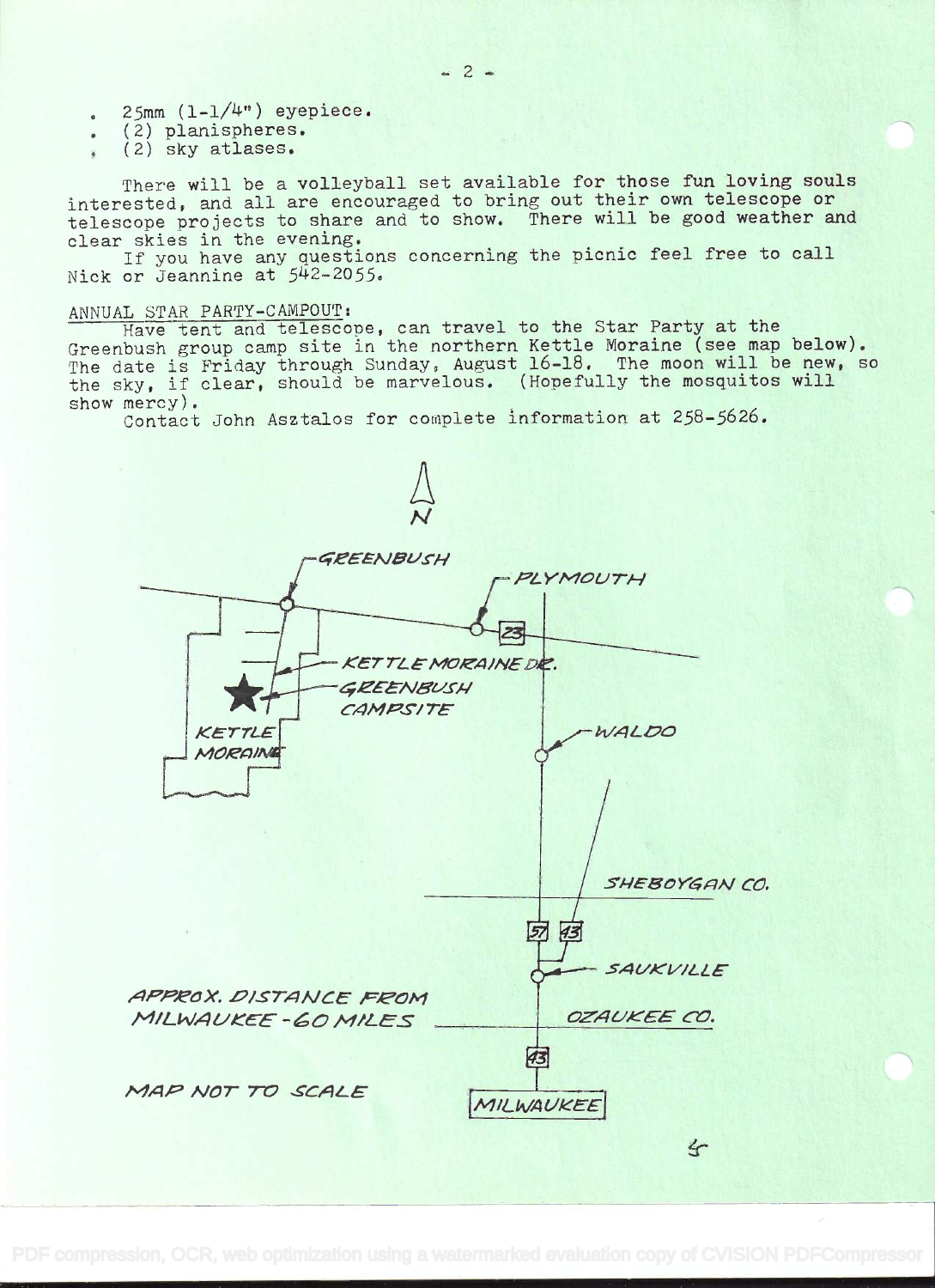- 25mm (1-1/4") eyepiece.
- (2) planispheres.
- (2) sky atlases.

There will be a volleyball set available for those fun loving souls interested, and all are encouraged to bring out their own telescope or telescope projects to share and to show. There will be good weather and clear skies in the evening.

If you have any questions concerning the picnic feel free to call Nick or Jeannine at 542-2055.

ANNUAL STAR PARTY-CAMPOUT:

Have tent and telescope, can travel to the Star Party at the Greenbush group camp site in the northern Kettle Moraine (see map below). The date is Friday through Sunday, August 16-18. The moon will be new, so the sky, if clear, should be marvelous. (Hopefully the mosquitos will show mercy).

Contact John Asztalos for complete information at 258-5626.

N

GREENBUSH

PLYMOUTH

23

KETTLE MORAINE DR.

GREENBUSH CAMPSITE

KETTLE MORAINE

WALDO

SHEBOYGAN CO.

57 43

SAUKVILLE

OZAUKEE CO.

43

MILWAUKEE

APPROX. DISTANCE FROM MILWAUKEE - 60 MILES

MAP NOT TO SCALE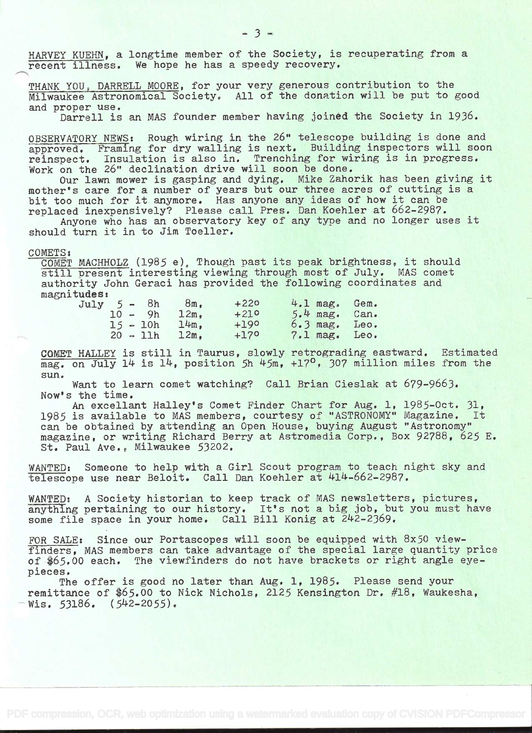HARVEY KUEHN, a longtime member of the Society, is recuperating from a recent illness. We hope he has a speedy recovery.

THANK YOU, DARRELL MOORE, for your very generous contribution to the Milwaukee Astronomical Society. All of the donation will be put to good and proper use.

Darrell is an MAS founder member having joined the Society in 1936.

OBSERVATORY NEWS: Rough wiring in the 26" telescope building is done and approved. Framing for dry walling is next. Building inspectors will soon reinspect. Insulation is also in. Trenching for wiring is in progress. Work on the 26" declination drive will soon be done.

Our lawn mower is gasping and dying. Mike Zahorik has been giving it mother's care for a number of years but our three acres of cutting is a bit too much for it anymore. Has anyone any ideas of how it can be replaced inexpensively? Please call Pres. Dan Koehler at 662-2987.

Anyone who has an observatory key of any type and no longer uses it should turn it in to Jim Toeller.

COMETS:

COMET MACHHOLZ (1985 e). Though past its peak brightness, it should still present interesting viewing through most of July. MAS comet authority John Geraci has provided the following coordinates and magnitudes:

| | | | | | |
|---|---|---|---|---|---|
| July | 5 - 8h | 8m, | +22° | 4.1 mag. | Gem. |
| | 10 - 9h | 12m, | +21° | 5.4 mag. | Can. |
| | 15 - 10h | 14m, | +19° | 6.3 mag. | Leo. |
| | 20 - 11h | 12m, | +17° | 7.1 mag. | Leo. |

COMET HALLEY is still in Taurus, slowly retrograding eastward. Estimated mag. on July 14 is 14, position 5h 45m, +17°, 307 million miles from the sun.

Want to learn comet watching? Call Brian Cieslak at 679-9663. Now's the time.

An excellant Halley's Comet Finder Chart for Aug. 1, 1985-Oct. 31, 1985 is available to MAS members, courtesy of "ASTRONOMY" Magazine. It can be obtained by attending an Open House, buying August "Astronomy" magazine, or writing Richard Berry at Astromedia Corp., Box 92788, 625 E. St. Paul Ave., Milwaukee 53202.

WANTED: Someone to help with a Girl Scout program to teach night sky and telescope use near Beloit. Call Dan Koehler at 414-662-2987.

WANTED: A Society historian to keep track of MAS newsletters, pictures, anything pertaining to our history. It's not a big job, but you must have some file space in your home. Call Bill Konig at 242-2369.

FOR SALE: Since our Portascopes will soon be equipped with 8x50 viewfinders, MAS members can take advantage of the special large quantity price of $65.00 each. The viewfinders do not have brackets or right angle eyepieces.

The offer is good no later than Aug. 1, 1985. Please send your remittance of $65.00 to Nick Nichols, 2125 Kensington Dr. #18, Waukesha, Wis. 53186. (542-2055).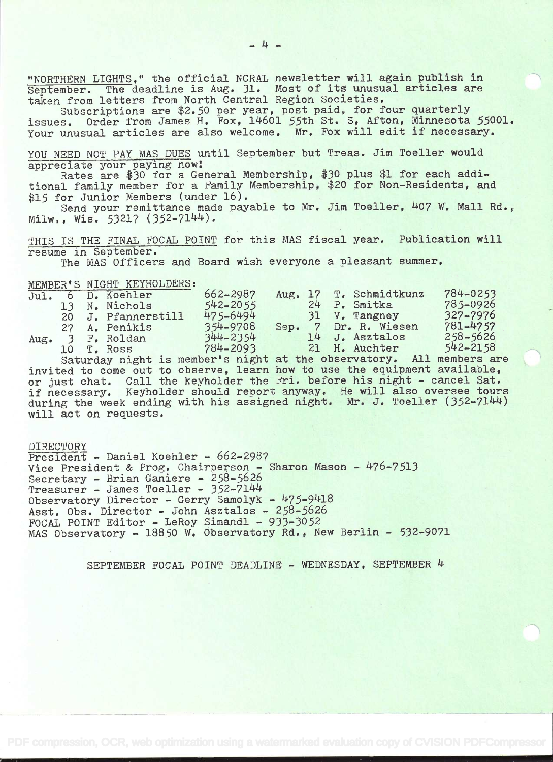"NORTHERN LIGHTS," the official NCRAL newsletter will again publish in September. The deadline is Aug. 31. Most of its unusual articles are taken from letters from North Central Region Societies.

Subscriptions are $2.50 per year, post paid, for four quarterly issues. Order from James H. Fox, 14601 55th St. S, Afton, Minnesota 55001. Your unusual articles are also welcome. Mr. Fox will edit if necessary.

YOU NEED NOT PAY MAS DUES until September but Treas. Jim Toeller would appreciate your paying now!

Rates are $30 for a General Membership, $30 plus $1 for each additional family member for a Family Membership, $20 for Non-Residents, and $15 for Junior Members (under 16).

Send your remittance made payable to Mr. Jim Toeller, 407 W. Mall Rd., Milw., Wis. 53217 (352-7144).

THIS IS THE FINAL FOCAL POINT for this MAS fiscal year. Publication will resume in September.

The MAS Officers and Board wish everyone a pleasant summer.

MEMBER'S NIGHT KEYHOLDERS:

| Date | Keyholder | Phone | Date | Keyholder | Phone |
|---|---|---|---|---|---|
| Jul. 6 | D. Koehler | 662-2987 | Aug. 17 | T. Schmidtkunz | 784-0253 |
| 13 | N. Nichols | 542-2055 | 24 | P. Smitka | 785-0926 |
| 20 | J. Pfannerstill | 475-6494 | 31 | V. Tangney | 327-7976 |
| 27 | A. Penikis | 354-9708 | Sep. 7 | Dr. R. Wiesen | 781-4757 |
| Aug. 3 | F. Roldan | 344-2354 | 14 | J. Asztalos | 258-5626 |
| 10 | T. Ross | 784-2093 | 21 | H. Auchter | 542-2158 |

Saturday night is member's night at the observatory. All members are invited to come out to observe, learn how to use the equipment available, or just chat. Call the keyholder the Fri. before his night - cancel Sat. if necessary. Keyholder should report anyway. He will also oversee tours during the week ending with his assigned night. Mr. J. Toeller (352-7144) will act on requests.

DIRECTORY

President - Daniel Koehler - 662-2987
Vice President & Prog. Chairperson - Sharon Mason - 476-7513
Secretary - Brian Ganiere - 258-5626
Treasurer - James Toeller - 352-7144
Observatory Director - Gerry Samolyk - 475-9418
Asst. Obs. Director - John Asztalos - 258-5626
FOCAL POINT Editor - LeRoy Simandl - 933-3052
MAS Observatory - 18850 W. Observatory Rd., New Berlin - 532-9071

SEPTEMBER FOCAL POINT DEADLINE - WEDNESDAY, SEPTEMBER 4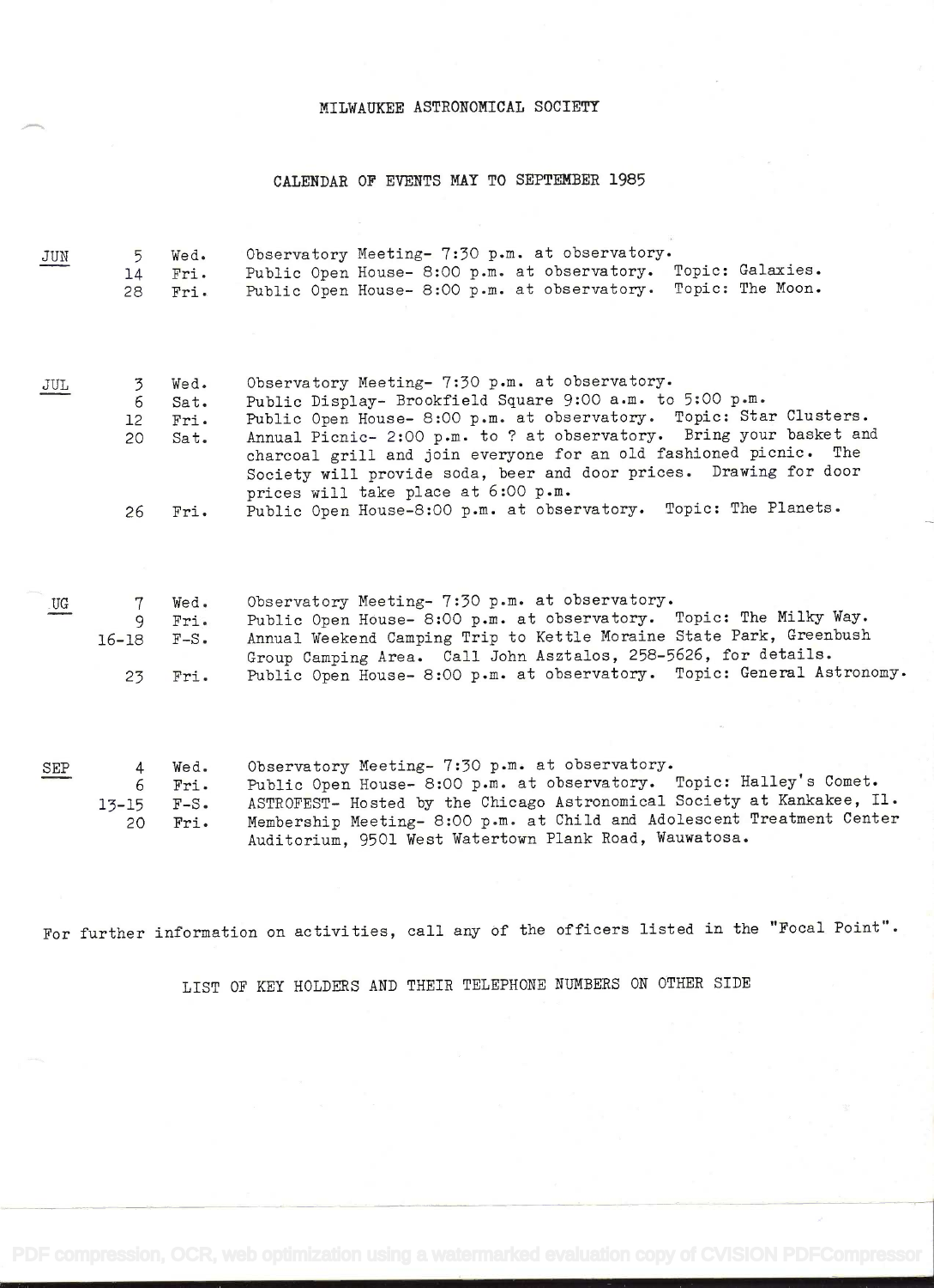# MILWAUKEE ASTRONOMICAL SOCIETY

## CALENDAR OF EVENTS MAY TO SEPTEMBER 1985

| | | | |
|---|---|---|---|
| JUN | 5 | Wed. | Observatory Meeting- 7:30 p.m. at observatory. |
| | 14 | Fri. | Public Open House- 8:00 p.m. at observatory. Topic: Galaxies. |
| | 28 | Fri. | Public Open House- 8:00 p.m. at observatory. Topic: The Moon. |
| JUL | 3 | Wed. | Observatory Meeting- 7:30 p.m. at observatory. |
| | 6 | Sat. | Public Display- Brookfield Square 9:00 a.m. to 5:00 p.m. |
| | 12 | Fri. | Public Open House- 8:00 p.m. at observatory. Topic: Star Clusters. |
| | 20 | Sat. | Annual Picnic- 2:00 p.m. to ? at observatory. Bring your basket and charcoal grill and join everyone for an old fashioned picnic. The Society will provide soda, beer and door prices. Drawing for door prices will take place at 6:00 p.m. |
| | 26 | Fri. | Public Open House-8:00 p.m. at observatory. Topic: The Planets. |
| UG | 7 | Wed. | Observatory Meeting- 7:30 p.m. at observatory. |
| | 9 | Fri. | Public Open House- 8:00 p.m. at observatory. Topic: The Milky Way. |
| | 16-18 | F-S. | Annual Weekend Camping Trip to Kettle Moraine State Park, Greenbush Group Camping Area. Call John Asztalos, 258-5626, for details. |
| | 23 | Fri. | Public Open House- 8:00 p.m. at observatory. Topic: General Astronomy. |
| SEP | 4 | Wed. | Observatory Meeting- 7:30 p.m. at observatory. |
| | 6 | Fri. | Public Open House- 8:00 p.m. at observatory. Topic: Halley's Comet. |
| | 13-15 | F-S. | ASTROFEST- Hosted by the Chicago Astronomical Society at Kankakee, Il. |
| | 20 | Fri. | Membership Meeting- 8:00 p.m. at Child and Adolescent Treatment Center Auditorium, 9501 West Watertown Plank Road, Wauwatosa. |

For further information on activities, call any of the officers listed in the "Focal Point".

LIST OF KEY HOLDERS AND THEIR TELEPHONE NUMBERS ON OTHER SIDE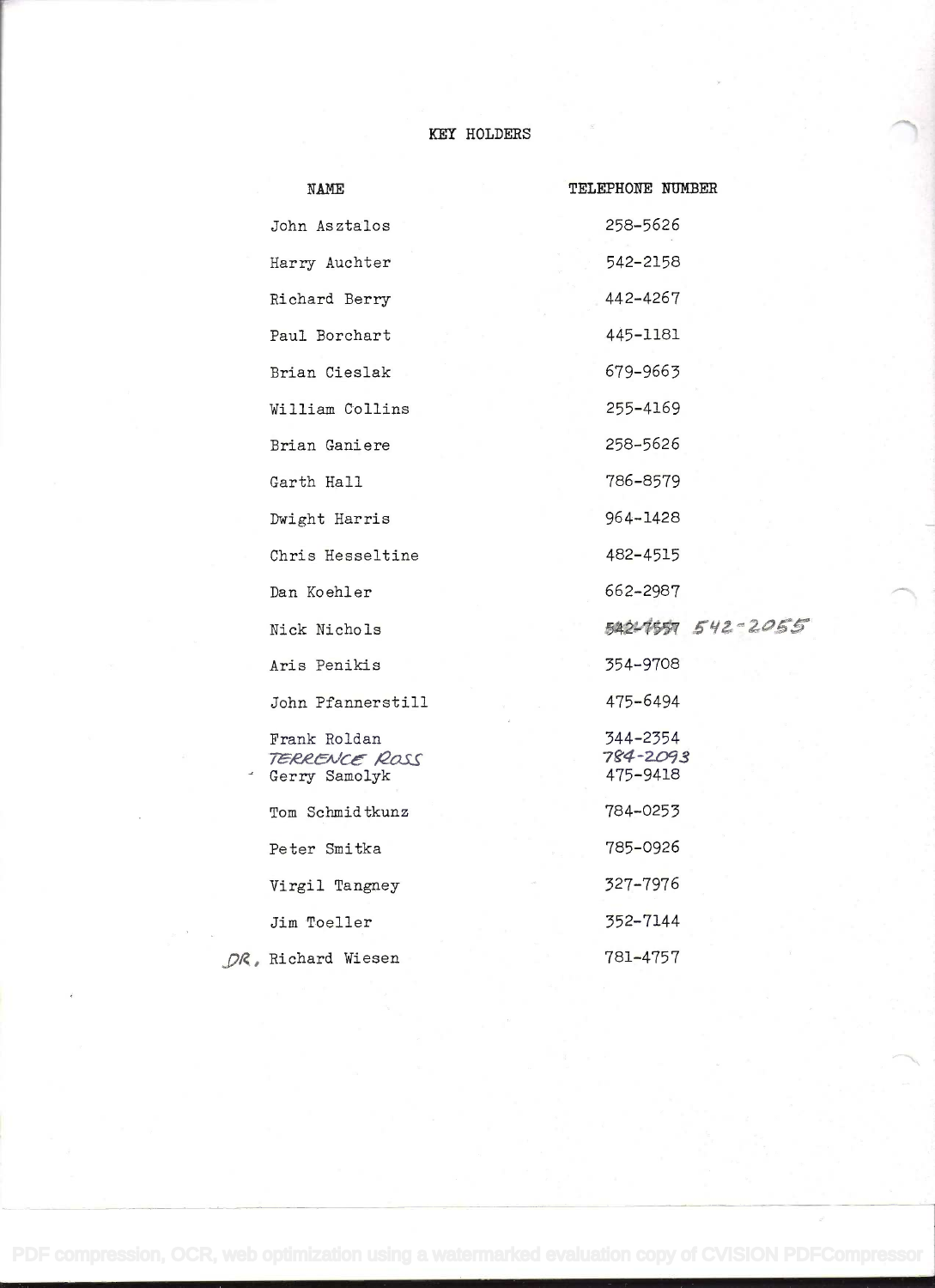# KEY HOLDERS

| NAME | TELEPHONE NUMBER |
| --- | --- |
| John Asztalos | 258-5626 |
| Harry Auchter | 542-2158 |
| Richard Berry | 442-4267 |
| Paul Borchart | 445-1181 |
| Brian Cieslak | 679-9663 |
| William Collins | 255-4169 |
| Brian Ganiere | 258-5626 |
| Garth Hall | 786-8579 |
| Dwight Harris | 964-1428 |
| Chris Hesseltine | 482-4515 |
| Dan Koehler | 662-2987 |
| Nick Nichols | ~~542-7557~~ 542-2055 |
| Aris Penikis | 354-9708 |
| John Pfannerstill | 475-6494 |
| Frank Roldan | 344-2354 |
| TERRENCE ROSS | 784-2093 |
| Gerry Samolyk | 475-9418 |
| Tom Schmidtkunz | 784-0253 |
| Peter Smitka | 785-0926 |
| Virgil Tangney | 327-7976 |
| Jim Toeller | 352-7144 |
| DR. Richard Wiesen | 781-4757 |